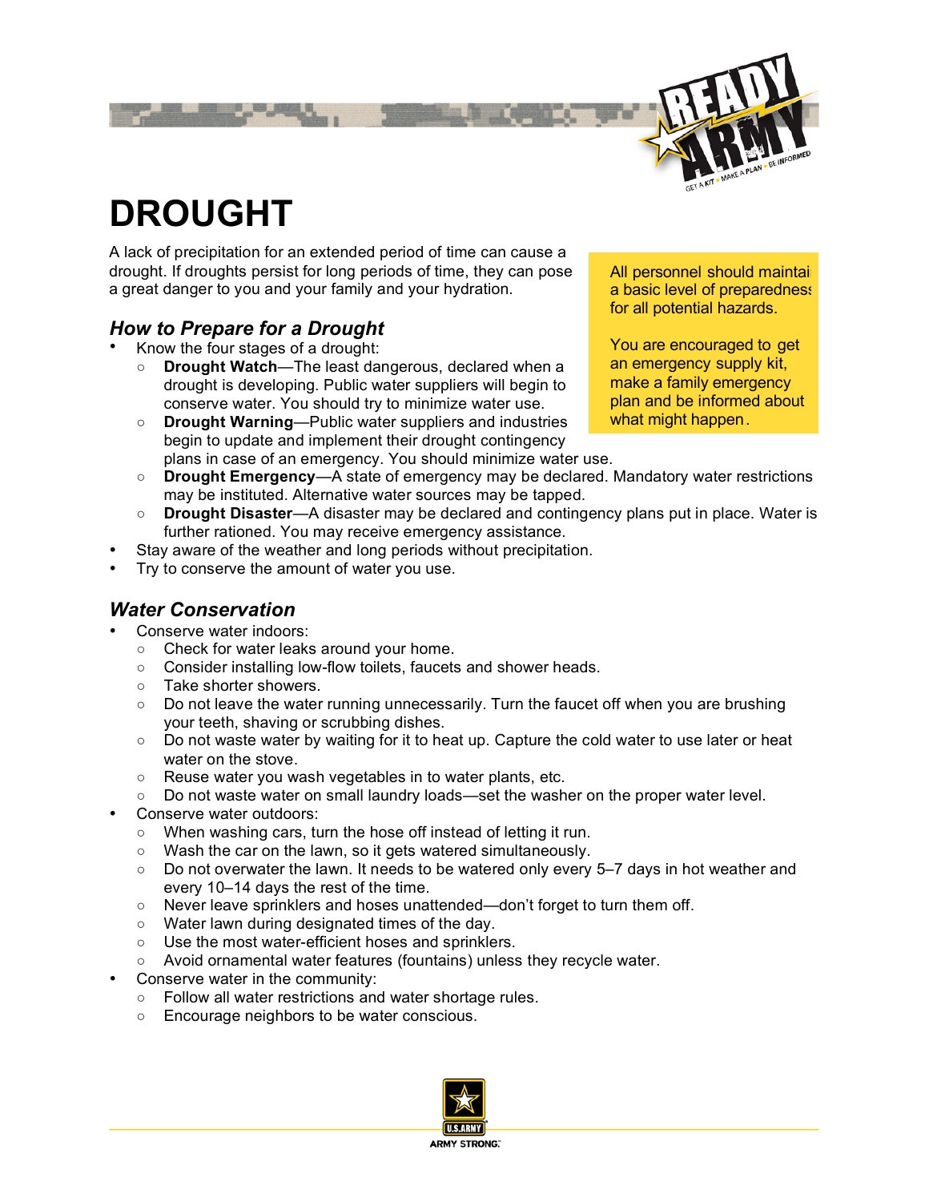# DROUGHT

A lack of precipitation for an extended period of time can cause a drought. If droughts persist for long periods of time, they can pose a great danger to you and your family and your hydration.

All personnel should maintain a basic level of preparedness for all potential hazards.

You are encouraged to get an emergency supply kit, make a family emergency plan and be informed about what might happen.

## *How to Prepare for a Drought*

- Know the four stages of a drought:
  - **Drought Watch**—The least dangerous, declared when a drought is developing. Public water suppliers will begin to conserve water. You should try to minimize water use.
  - **Drought Warning**—Public water suppliers and industries begin to update and implement their drought contingency plans in case of an emergency. You should minimize water use.
  - **Drought Emergency**—A state of emergency may be declared. Mandatory water restrictions may be instituted. Alternative water sources may be tapped.
  - **Drought Disaster**—A disaster may be declared and contingency plans put in place. Water is further rationed. You may receive emergency assistance.
- Stay aware of the weather and long periods without precipitation.
- Try to conserve the amount of water you use.

## *Water Conservation*

- Conserve water indoors:
  - Check for water leaks around your home.
  - Consider installing low-flow toilets, faucets and shower heads.
  - Take shorter showers.
  - Do not leave the water running unnecessarily. Turn the faucet off when you are brushing your teeth, shaving or scrubbing dishes.
  - Do not waste water by waiting for it to heat up. Capture the cold water to use later or heat water on the stove.
  - Reuse water you wash vegetables in to water plants, etc.
  - Do not waste water on small laundry loads—set the washer on the proper water level.
- Conserve water outdoors:
  - When washing cars, turn the hose off instead of letting it run.
  - Wash the car on the lawn, so it gets watered simultaneously.
  - Do not overwater the lawn. It needs to be watered only every 5–7 days in hot weather and every 10–14 days the rest of the time.
  - Never leave sprinklers and hoses unattended—don't forget to turn them off.
  - Water lawn during designated times of the day.
  - Use the most water-efficient hoses and sprinklers.
  - Avoid ornamental water features (fountains) unless they recycle water.
- Conserve water in the community:
  - Follow all water restrictions and water shortage rules.
  - Encourage neighbors to be water conscious.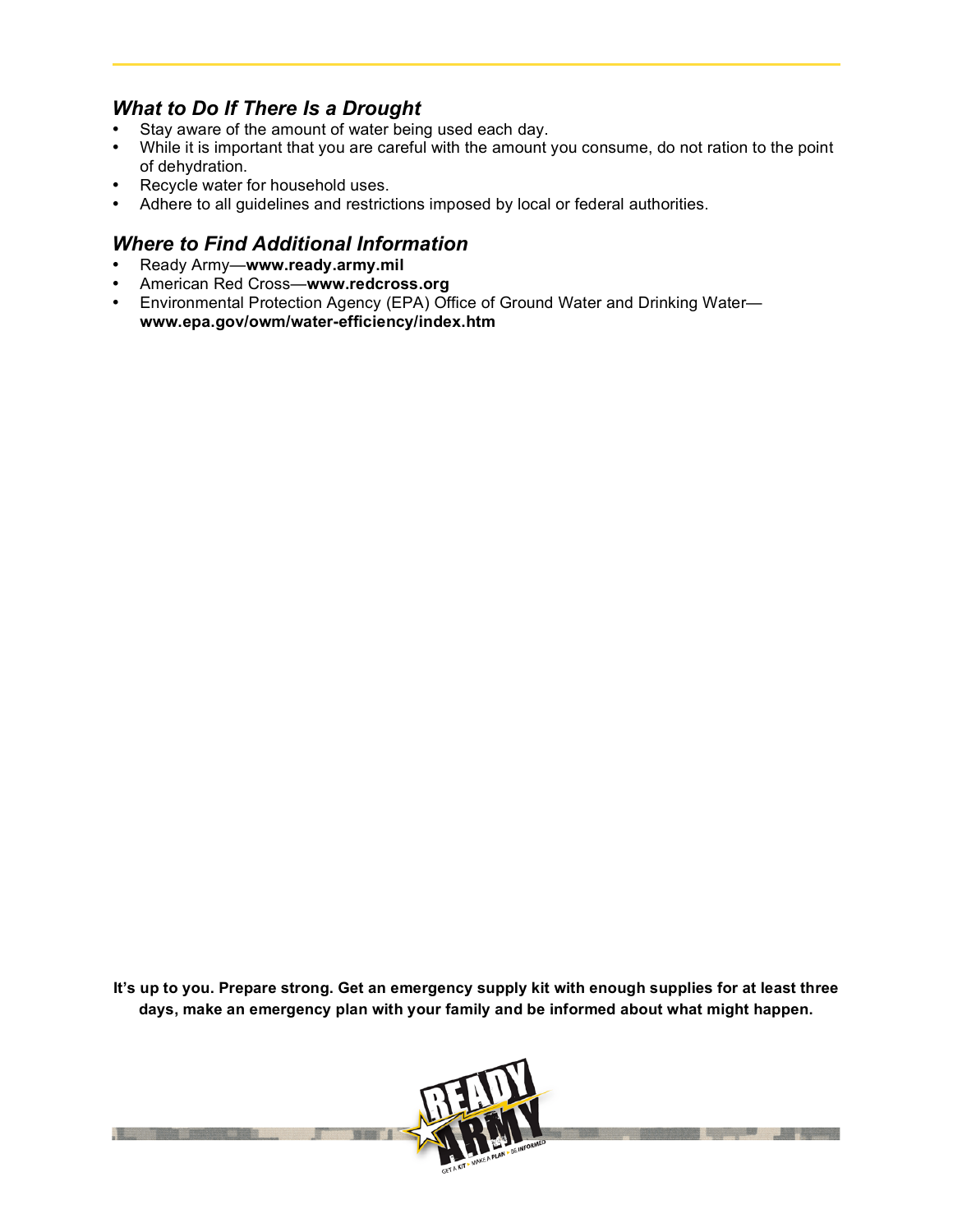### *What to Do If There Is a Drought*

- Stay aware of the amount of water being used each day.
- While it is important that you are careful with the amount you consume, do not ration to the point of dehydration.
- Recycle water for household uses.
- Adhere to all guidelines and restrictions imposed by local or federal authorities.

### *Where to Find Additional Information*

- Ready Army—**www.ready.army.mil**
- American Red Cross—**www.redcross.org**
- Environmental Protection Agency (EPA) Office of Ground Water and Drinking Water—**www.epa.gov/owm/water-efficiency/index.htm**

**It's up to you. Prepare strong. Get an emergency supply kit with enough supplies for at least three days, make an emergency plan with your family and be informed about what might happen.**